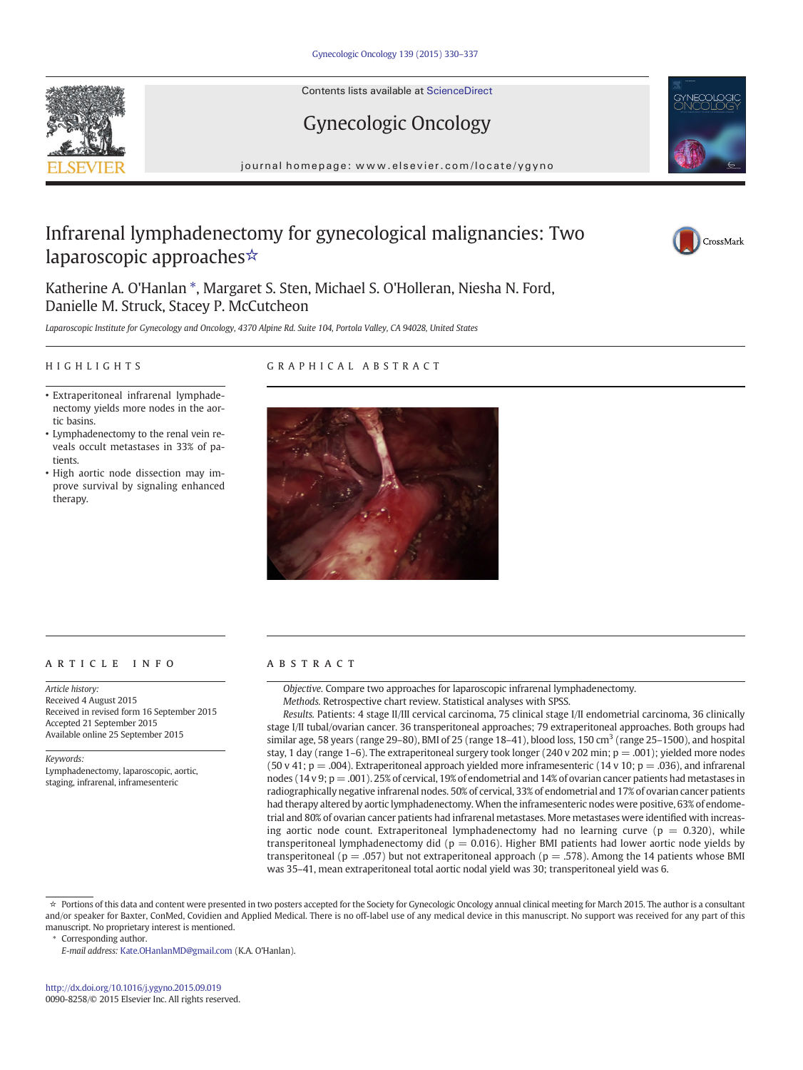Contents lists available at ScienceDirect

# Gynecologic Oncology

journal homepage: www.elsevier.com/locate/ygyno

# Infrarenal lymphadenectomy for gynecological malignancies: Two laparoscopic approaches☆

Katherine A. O'Hanlan *, Margaret S. Sten, Michael S. O'Holleran, Niesha N. Ford, Danielle M. Struck, Stacey P. McCutcheon

*Laparoscopic Institute for Gynecology and Oncology, 4370 Alpine Rd. Suite 104, Portola Valley, CA 94028, United States*

## HIGHLIGHTS

- Extraperitoneal infrarenal lymphadenectomy yields more nodes in the aortic basins.
- Lymphadenectomy to the renal vein reveals occult metastases in 33% of patients.
- High aortic node dissection may improve survival by signaling enhanced therapy.

## GRAPHICAL ABSTRACT

## ARTICLE INFO

*Article history:*
Received 4 August 2015
Received in revised form 16 September 2015
Accepted 21 September 2015
Available online 25 September 2015

*Keywords:*
Lymphadenectomy, laparoscopic, aortic, staging, infrarenal, inframesenteric

## ABSTRACT

*Objective.* Compare two approaches for laparoscopic infrarenal lymphadenectomy.

*Methods.* Retrospective chart review. Statistical analyses with SPSS.

*Results.* Patients: 4 stage II/III cervical carcinoma, 75 clinical stage I/II endometrial carcinoma, 36 clinically stage I/II tubal/ovarian cancer. 36 transperitoneal approaches; 79 extraperitoneal approaches. Both groups had similar age, 58 years (range 29–80), BMI of 25 (range 18–41), blood loss, 150 cm$^3$ (range 25–1500), and hospital stay, 1 day (range 1–6). The extraperitoneal surgery took longer (240 v 202 min; p = .001); yielded more nodes (50 v 41; p = .004). Extraperitoneal approach yielded more inframesenteric (14 v 10; p = .036), and infrarenal nodes (14 v 9; p = .001). 25% of cervical, 19% of endometrial and 14% of ovarian cancer patients had metastases in radiographically negative infrarenal nodes. 50% of cervical, 33% of endometrial and 17% of ovarian cancer patients had therapy altered by aortic lymphadenectomy. When the inframesenteric nodes were positive, 63% of endometrial and 80% of ovarian cancer patients had infrarenal metastases. More metastases were identified with increasing aortic node count. Extraperitoneal lymphadenectomy had no learning curve (p = 0.320), while transperitoneal lymphadenectomy did (p = 0.016). Higher BMI patients had lower aortic node yields by transperitoneal (p = .057) but not extraperitoneal approach (p = .578). Among the 14 patients whose BMI was 35–41, mean extraperitoneal total aortic nodal yield was 30; transperitoneal yield was 6.

☆ Portions of this data and content were presented in two posters accepted for the Society for Gynecologic Oncology annual clinical meeting for March 2015. The author is a consultant and/or speaker for Baxter, ConMed, Covidien and Applied Medical. There is no off-label use of any medical device in this manuscript. No support was received for any part of this manuscript. No proprietary interest is mentioned.

\* Corresponding author.
*E-mail address:* Kate.OHanlanMD@gmail.com (K.A. O'Hanlan).

http://dx.doi.org/10.1016/j.ygyno.2015.09.019
0090-8258/© 2015 Elsevier Inc. All rights reserved.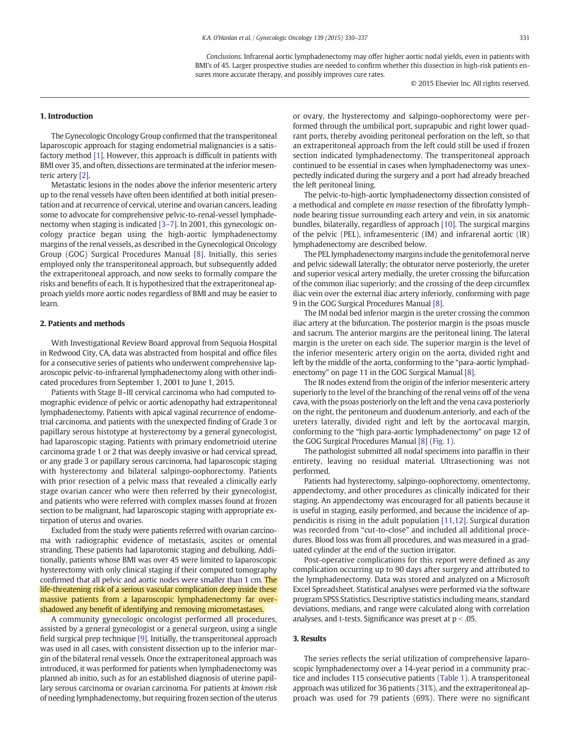*Conclusions.* Infrarenal aortic lymphadenectomy may offer higher aortic nodal yields, even in patients with BMI's of 45. Larger prospective studies are needed to confirm whether this dissection in high-risk patients ensures more accurate therapy, and possibly improves cure rates.

© 2015 Elsevier Inc. All rights reserved.

## 1. Introduction

The Gynecologic Oncology Group confirmed that the transperitoneal laparoscopic approach for staging endometrial malignancies is a satisfactory method [1]. However, this approach is difficult in patients with BMI over 35, and often, dissections are terminated at the inferior mesenteric artery [2].

Metastatic lesions in the nodes above the inferior mesenteric artery up to the renal vessels have often been identified at both initial presentation and at recurrence of cervical, uterine and ovarian cancers, leading some to advocate for comprehensive pelvic-to-renal-vessel lymphadenectomy when staging is indicated [3–7]. In 2001, this gynecologic oncology practice began using the high-aortic lymphadenectomy margins of the renal vessels, as described in the Gynecological Oncology Group (GOG) Surgical Procedures Manual [8]. Initially, this series employed only the transperitoneal approach, but subsequently added the extraperitoneal approach, and now seeks to formally compare the risks and benefits of each. It is hypothesized that the extraperitoneal approach yields more aortic nodes regardless of BMI and may be easier to learn.

## 2. Patients and methods

With Investigational Review Board approval from Sequoia Hospital in Redwood City, CA, data was abstracted from hospital and office files for a consecutive series of patients who underwent comprehensive laparoscopic pelvic-to-infrarenal lymphadenectomy along with other indicated procedures from September 1, 2001 to June 1, 2015.

Patients with Stage II–III cervical carcinoma who had computed tomographic evidence of pelvic or aortic adenopathy had extraperitoneal lymphadenectomy. Patients with apical vaginal recurrence of endometrial carcinoma, and patients with the unexpected finding of Grade 3 or papillary serous histotype at hysterectomy by a general gynecologist, had laparoscopic staging. Patients with primary endometrioid uterine carcinoma grade 1 or 2 that was deeply invasive or had cervical spread, or any grade 3 or papillary serous carcinoma, had laparoscopic staging with hysterectomy and bilateral salpingo-oophorectomy. Patients with prior resection of a pelvic mass that revealed a clinically early stage ovarian cancer who were then referred by their gynecologist, and patients who were referred with complex masses found at frozen section to be malignant, had laparoscopic staging with appropriate extirpation of uterus and ovaries.

Excluded from the study were patients referred with ovarian carcinoma with radiographic evidence of metastasis, ascites or omental stranding. These patients had laparotomic staging and debulking. Additionally, patients whose BMI was over 45 were limited to laparoscopic hysterectomy with only clinical staging if their computed tomography confirmed that all pelvic and aortic nodes were smaller than 1 cm. The life-threatening risk of a serious vascular complication deep inside these massive patients from a laparoscopic lymphadenectomy far overshadowed any benefit of identifying and removing micrometastases.

A community gynecologic oncologist performed all procedures, assisted by a general gynecologist or a general surgeon, using a single field surgical prep technique [9]. Initially, the transperitoneal approach was used in all cases, with consistent dissection up to the inferior margin of the bilateral renal vessels. Once the extraperitoneal approach was introduced, it was performed for patients when lymphadenectomy was planned ab initio, such as for an established diagnosis of uterine papillary serous carcinoma or ovarian carcinoma. For patients at *known risk* of needing lymphadenectomy, but requiring frozen section of the uterus or ovary, the hysterectomy and salpingo-oophorectomy were performed through the umbilical port, suprapubic and right lower quadrant ports, thereby avoiding peritoneal perforation on the left, so that an extraperitoneal approach from the left could still be used if frozen section indicated lymphadenectomy. The transperitoneal approach continued to be essential in cases when lymphadenectomy was unexpectedly indicated during the surgery and a port had already breached the left peritoneal lining.

The pelvic-to-high-aortic lymphadenectomy dissection consisted of a methodical and complete *en masse* resection of the fibrofatty lymphnode bearing tissue surrounding each artery and vein, in six anatomic bundles, bilaterally, regardless of approach [10]. The surgical margins of the pelvic (PEL), inframesenteric (IM) and infrarenal aortic (IR) lymphadenectomy are described below.

The PEL lymphadenectomy margins include the genitofemoral nerve and pelvic sidewall laterally; the obturator nerve posteriorly, the ureter and superior vesical artery medially, the ureter crossing the bifurcation of the common iliac superiorly; and the crossing of the deep circumflex iliac vein over the external iliac artery inferiorly, conforming with page 9 in the GOG Surgical Procedures Manual [8].

The IM nodal bed inferior margin is the ureter crossing the common iliac artery at the bifurcation. The posterior margin is the psoas muscle and sacrum. The anterior margins are the peritoneal lining. The lateral margin is the ureter on each side. The superior margin is the level of the inferior mesenteric artery origin on the aorta, divided right and left by the middle of the aorta, conforming to the "para-aortic lymphadenectomy" on page 11 in the GOG Surgical Manual [8].

The IR nodes extend from the origin of the inferior mesenteric artery superiorly to the level of the branching of the renal veins off of the vena cava, with the psoas posteriorly on the left and the vena cava posteriorly on the right, the peritoneum and duodenum anteriorly, and each of the ureters laterally, divided right and left by the aortocaval margin, conforming to the "high para-aortic lymphadenectomy" on page 12 of the GOG Surgical Procedures Manual [8] (Fig. 1).

The pathologist submitted all nodal specimens into paraffin in their entirety, leaving no residual material. Ultrasectioning was not performed.

Patients had hysterectomy, salpingo-oophorectomy, omentectomy, appendectomy, and other procedures as clinically indicated for their staging. An appendectomy was encouraged for all patients because it is useful in staging, easily performed, and because the incidence of appendicitis is rising in the adult population [11,12]. Surgical duration was recorded from "cut-to-close" and included all additional procedures. Blood loss was from all procedures, and was measured in a graduated cylinder at the end of the suction irrigator.

Post-operative complications for this report were defined as any complication occurring up to 90 days after surgery and attributed to the lymphadenectomy. Data was stored and analyzed on a Microsoft Excel Spreadsheet. Statistical analyses were performed via the software program SPSS Statistics. Descriptive statistics including means, standard deviations, medians, and range were calculated along with correlation analyses, and t-tests. Significance was preset at $p < .05$.

## 3. Results

The series reflects the serial utilization of comprehensive laparoscopic lymphadenectomy over a 14-year period in a community practice and includes 115 consecutive patients (Table 1). A transperitoneal approach was utilized for 36 patients (31%), and the extraperitoneal approach was used for 79 patients (69%). There were no significant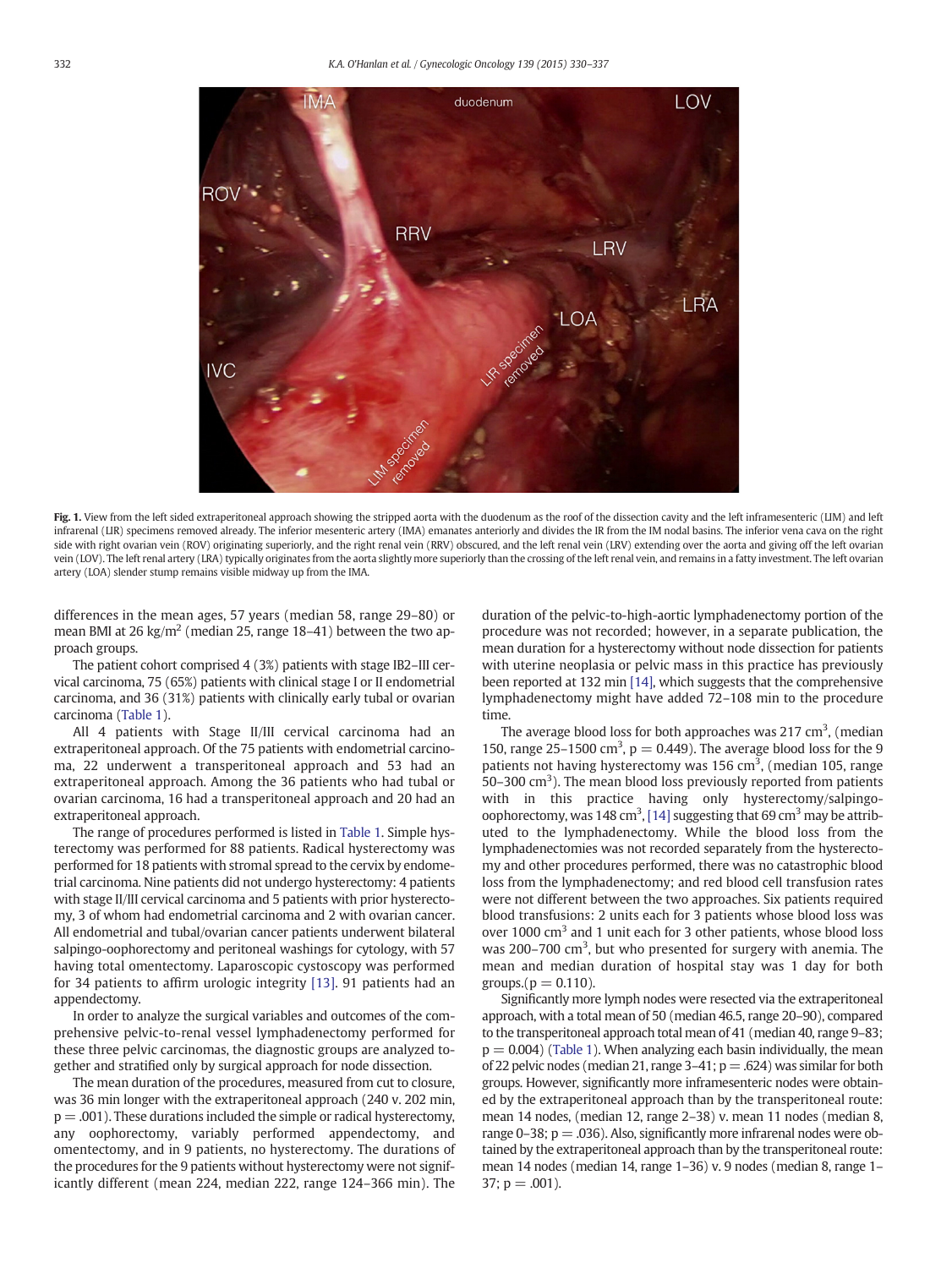Fig. 1. View from the left sided extraperitoneal approach showing the stripped aorta with the duodenum as the roof of the dissection cavity and the left inframesenteric (LIM) and left infrarenal (LIR) specimens removed already. The inferior mesenteric artery (IMA) emanates anteriorly and divides the IR from the IM nodal basins. The inferior vena cava on the right side with right ovarian vein (ROV) originating superiorly, and the right renal vein (RRV) obscured, and the left renal vein (LRV) extending over the aorta and giving off the left ovarian vein (LOV). The left renal artery (LRA) typically originates from the aorta slightly more superiorly than the crossing of the left renal vein, and remains in a fatty investment. The left ovarian artery (LOA) slender stump remains visible midway up from the IMA.

differences in the mean ages, 57 years (median 58, range 29–80) or mean BMI at 26 kg/m$^2$ (median 25, range 18–41) between the two approach groups.

The patient cohort comprised 4 (3%) patients with stage IB2–III cervical carcinoma, 75 (65%) patients with clinical stage I or II endometrial carcinoma, and 36 (31%) patients with clinically early tubal or ovarian carcinoma (Table 1).

All 4 patients with Stage II/III cervical carcinoma had an extraperitoneal approach. Of the 75 patients with endometrial carcinoma, 22 underwent a transperitoneal approach and 53 had an extraperitoneal approach. Among the 36 patients who had tubal or ovarian carcinoma, 16 had a transperitoneal approach and 20 had an extraperitoneal approach.

The range of procedures performed is listed in Table 1. Simple hysterectomy was performed for 88 patients. Radical hysterectomy was performed for 18 patients with stromal spread to the cervix by endometrial carcinoma. Nine patients did not undergo hysterectomy: 4 patients with stage II/III cervical carcinoma and 5 patients with prior hysterectomy, 3 of whom had endometrial carcinoma and 2 with ovarian cancer. All endometrial and tubal/ovarian cancer patients underwent bilateral salpingo-oophorectomy and peritoneal washings for cytology, with 57 having total omentectomy. Laparoscopic cystoscopy was performed for 34 patients to affirm urologic integrity [13]. 91 patients had an appendectomy.

In order to analyze the surgical variables and outcomes of the comprehensive pelvic-to-renal vessel lymphadenectomy performed for these three pelvic carcinomas, the diagnostic groups are analyzed together and stratified only by surgical approach for node dissection.

The mean duration of the procedures, measured from cut to closure, was 36 min longer with the extraperitoneal approach (240 v. 202 min, p = .001). These durations included the simple or radical hysterectomy, any oophorectomy, variably performed appendectomy, and omentectomy, and in 9 patients, no hysterectomy. The durations of the procedures for the 9 patients without hysterectomy were not significantly different (mean 224, median 222, range 124–366 min). The duration of the pelvic-to-high-aortic lymphadenectomy portion of the procedure was not recorded; however, in a separate publication, the mean duration for a hysterectomy without node dissection for patients with uterine neoplasia or pelvic mass in this practice has previously been reported at 132 min [14], which suggests that the comprehensive lymphadenectomy might have added 72–108 min to the procedure time.

The average blood loss for both approaches was 217 cm$^3$, (median 150, range 25–1500 cm$^3$, p = 0.449). The average blood loss for the 9 patients not having hysterectomy was 156 cm$^3$, (median 105, range 50–300 cm$^3$). The mean blood loss previously reported from patients with in this practice having only hysterectomy/salpingo-oophorectomy, was 148 cm$^3$, [14] suggesting that 69 cm$^3$ may be attributed to the lymphadenectomy. While the blood loss from the lymphadenectomies was not recorded separately from the hysterectomy and other procedures performed, there was no catastrophic blood loss from the lymphadenectomy; and red blood cell transfusion rates were not different between the two approaches. Six patients required blood transfusions: 2 units each for 3 patients whose blood loss was over 1000 cm$^3$ and 1 unit each for 3 other patients, whose blood loss was 200–700 cm$^3$, but who presented for surgery with anemia. The mean and median duration of hospital stay was 1 day for both groups.(p = 0.110).

Significantly more lymph nodes were resected via the extraperitoneal approach, with a total mean of 50 (median 46.5, range 20–90), compared to the transperitoneal approach total mean of 41 (median 40, range 9–83; p = 0.004) (Table 1). When analyzing each basin individually, the mean of 22 pelvic nodes (median 21, range 3–41; p = .624) was similar for both groups. However, significantly more inframesenteric nodes were obtained by the extraperitoneal approach than by the transperitoneal route: mean 14 nodes, (median 12, range 2–38) v. mean 11 nodes (median 8, range 0–38; p = .036). Also, significantly more infrarenal nodes were obtained by the extraperitoneal approach than by the transperitoneal route: mean 14 nodes (median 14, range 1–36) v. 9 nodes (median 8, range 1–37; p = .001).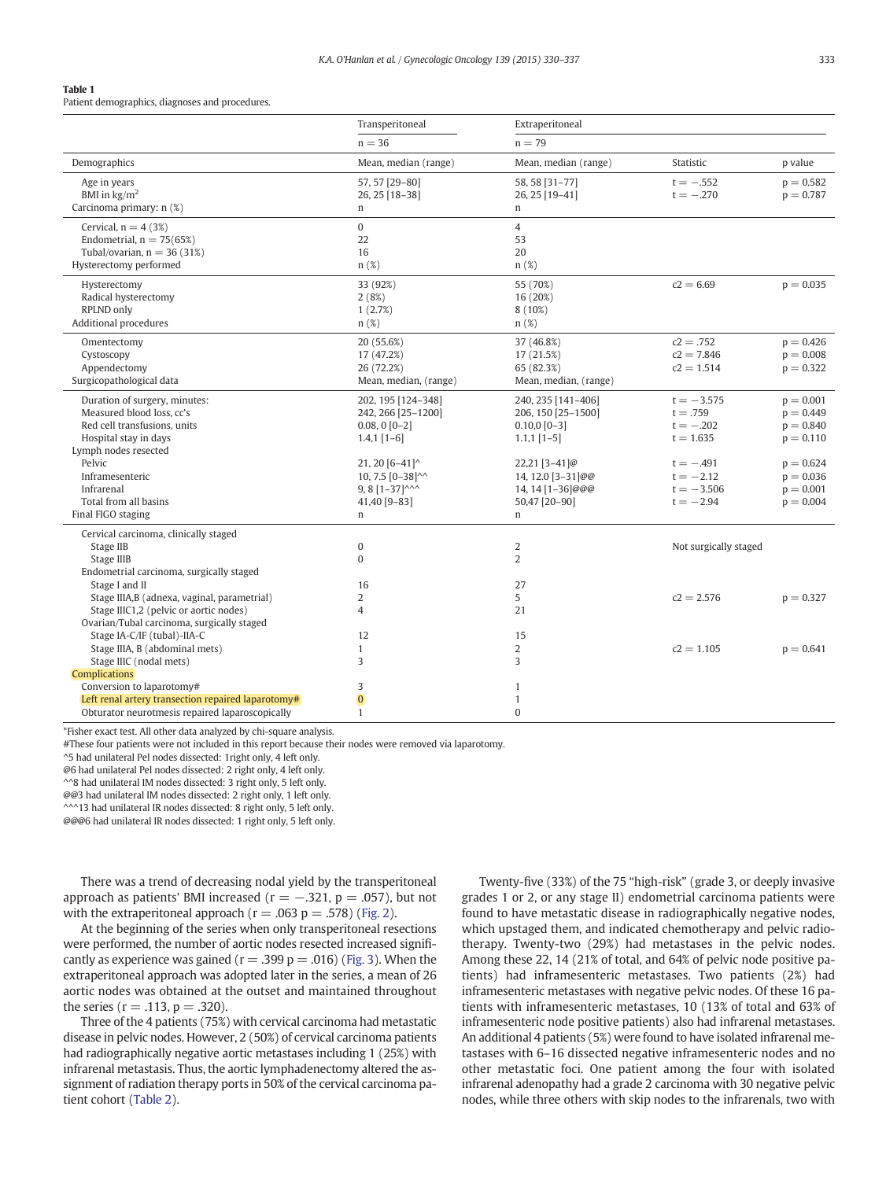**Table 1**
Patient demographics, diagnoses and procedures.

| | Transperitoneal | Extraperitoneal | | |
|---|---|---|---|---|
| | n = 36 | n = 79 | | |
| Demographics | Mean, median (range) | Mean, median (range) | Statistic | p value |
| Age in years | 57, 57 [29–80] | 58, 58 [31–77] | t = −.552 | p = 0.582 |
| BMI in kg/m$^2$ | 26, 25 [18–38] | 26, 25 [19–41] | t = −.270 | p = 0.787 |
| Carcinoma primary: n (%) | n | n | | |
| Cervical, n = 4 (3%) | 0 | 4 | | |
| Endometrial, n = 75(65%) | 22 | 53 | | |
| Tubal/ovarian, n = 36 (31%) | 16 | 20 | | |
| Hysterectomy performed | n (%) | n (%) | | |
| Hysterectomy | 33 (92%) | 55 (70%) | c2 = 6.69 | p = 0.035 |
| Radical hysterectomy | 2 (8%) | 16 (20%) | | |
| RPLND only | 1 (2.7%) | 8 (10%) | | |
| Additional procedures | n (%) | n (%) | | |
| Omentectomy | 20 (55.6%) | 37 (46.8%) | c2 = .752 | p = 0.426 |
| Cystoscopy | 17 (47.2%) | 17 (21.5%) | c2 = 7.846 | p = 0.008 |
| Appendectomy | 26 (72.2%) | 65 (82.3%) | c2 = 1.514 | p = 0.322 |
| Surgicopathological data | Mean, median, (range) | Mean, median, (range) | | |
| Duration of surgery, minutes: | 202, 195 [124–348] | 240, 235 [141–406] | t = −3.575 | p = 0.001 |
| Measured blood loss, cc's | 242, 266 [25–1200] | 206, 150 [25–1500] | t = .759 | p = 0.449 |
| Red cell transfusions, units | 0.08, 0 [0–2] | 0.10,0 [0–3] | t = −.202 | p = 0.840 |
| Hospital stay in days | 1.4,1 [1–6] | 1.1,1 [1–5] | t = 1.635 | p = 0.110 |
| Lymph nodes resected | | | | |
| Pelvic | 21, 20 [6–41]^ | 22,21 [3–41]@ | t = −.491 | p = 0.624 |
| Inframesenteric | 10, 7.5 [0–38]^^ | 14, 12.0 [3–31]@@ | t = −2.12 | p = 0.036 |
| Infrarenal | 9, 8 [1–37]^^^ | 14, 14 [1–36]@@@ | t = −3.506 | p = 0.001 |
| Total from all basins | 41,40 [9–83] | 50,47 [20–90] | t = −2.94 | p = 0.004 |
| Final FIGO staging | n | n | | |
| Cervical carcinoma, clinically staged | | | | |
| Stage IIB | 0 | 2 | Not surgically staged | |
| Stage IIIB | 0 | 2 | | |
| Endometrial carcinoma, surgically staged | | | | |
| Stage I and II | 16 | 27 | | |
| Stage IIIA,B (adnexa, vaginal, parametrial) | 2 | 5 | c2 = 2.576 | p = 0.327 |
| Stage IIIC1,2 (pelvic or aortic nodes) | 4 | 21 | | |
| Ovarian/Tubal carcinoma, surgically staged | | | | |
| Stage IA-C/IF (tubal)-IIA-C | 12 | 15 | | |
| Stage IIIA, B (abdominal mets) | 1 | 2 | c2 = 1.105 | p = 0.641 |
| Stage IIIC (nodal mets) | 3 | 3 | | |
| Complications | | | | |
| Conversion to laparotomy# | 3 | 1 | | |
| Left renal artery transection repaired laparotomy# | 0 | 1 | | |
| Obturator neurotmesis repaired laparoscopically | 1 | 0 | | |

*Fisher exact test. All other data analyzed by chi-square analysis.
#These four patients were not included in this report because their nodes were removed via laparotomy.
^5 had unilateral Pel nodes dissected: 1right only, 4 left only.
@6 had unilateral Pel nodes dissected: 2 right only, 4 left only.
^^8 had unilateral IM nodes dissected: 3 right only, 5 left only.
@@3 had unilateral IM nodes dissected: 2 right only, 1 left only.
^^^13 had unilateral IR nodes dissected: 8 right only, 5 left only.
@@@6 had unilateral IR nodes dissected: 1 right only, 5 left only.

There was a trend of decreasing nodal yield by the transperitoneal approach as patients' BMI increased ($r = -.321$, $p = .057$), but not with the extraperitoneal approach ($r = .063$ $p = .578$) (Fig. 2).

At the beginning of the series when only transperitoneal resections were performed, the number of aortic nodes resected increased significantly as experience was gained ($r = .399$ $p = .016$) (Fig. 3). When the extraperitoneal approach was adopted later in the series, a mean of 26 aortic nodes was obtained at the outset and maintained throughout the series ($r = .113$, $p = .320$).

Three of the 4 patients (75%) with cervical carcinoma had metastatic disease in pelvic nodes. However, 2 (50%) of cervical carcinoma patients had radiographically negative aortic metastases including 1 (25%) with infrarenal metastasis. Thus, the aortic lymphadenectomy altered the assignment of radiation therapy ports in 50% of the cervical carcinoma patient cohort (Table 2).

Twenty-five (33%) of the 75 "high-risk" (grade 3, or deeply invasive grades 1 or 2, or any stage II) endometrial carcinoma patients were found to have metastatic disease in radiographically negative nodes, which upstaged them, and indicated chemotherapy and pelvic radiotherapy. Twenty-two (29%) had metastases in the pelvic nodes. Among these 22, 14 (21% of total, and 64% of pelvic node positive patients) had inframesenteric metastases. Two patients (2%) had inframesenteric metastases with negative pelvic nodes. Of these 16 patients with inframesenteric metastases, 10 (13% of total and 63% of inframesenteric node positive patients) also had infrarenal metastases. An additional 4 patients (5%) were found to have isolated infrarenal metastases with 6–16 dissected negative inframesenteric nodes and no other metastatic foci. One patient among the four with isolated infrarenal adenopathy had a grade 2 carcinoma with 30 negative pelvic nodes, while three others with skip nodes to the infrarenals, two with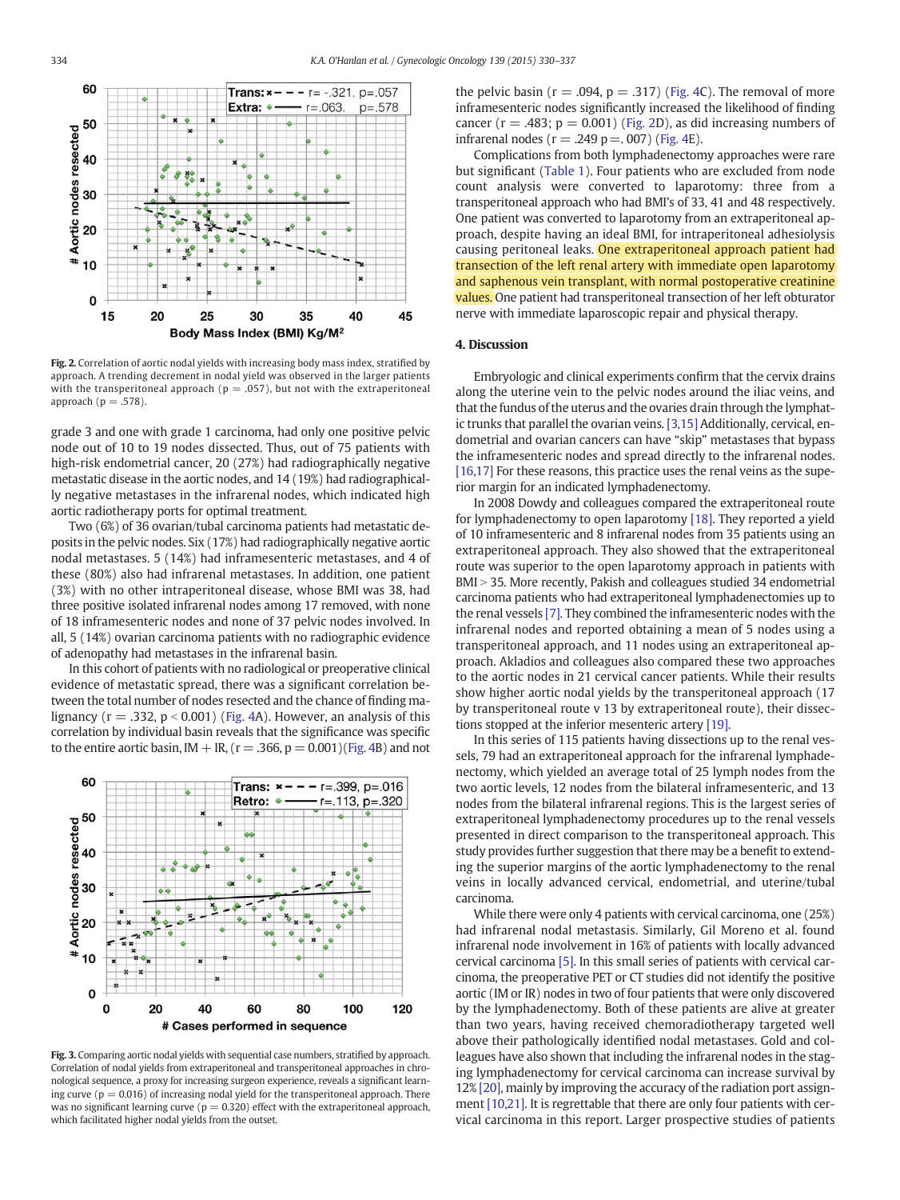Fig. 2. Correlation of aortic nodal yields with increasing body mass index, stratified by approach. A trending decrement in nodal yield was observed in the larger patients with the transperitoneal approach (p = .057), but not with the extraperitoneal approach (p = .578).

grade 3 and one with grade 1 carcinoma, had only one positive pelvic node out of 10 to 19 nodes dissected. Thus, out of 75 patients with high-risk endometrial cancer, 20 (27%) had radiographically negative metastatic disease in the aortic nodes, and 14 (19%) had radiographically negative metastases in the infrarenal nodes, which indicated high aortic radiotherapy ports for optimal treatment.

Two (6%) of 36 ovarian/tubal carcinoma patients had metastatic deposits in the pelvic nodes. Six (17%) had radiographically negative aortic nodal metastases. 5 (14%) had inframesenteric metastases, and 4 of these (80%) also had infrarenal metastases. In addition, one patient (3%) with no other intraperitoneal disease, whose BMI was 38, had three positive isolated infrarenal nodes among 17 removed, with none of 18 inframesenteric nodes and none of 37 pelvic nodes involved. In all, 5 (14%) ovarian carcinoma patients with no radiographic evidence of adenopathy had metastases in the infrarenal basin.

In this cohort of patients with no radiological or preoperative clinical evidence of metastatic spread, there was a significant correlation between the total number of nodes resected and the chance of finding malignancy (r = .332, p < 0.001) (Fig. 4A). However, an analysis of this correlation by individual basin reveals that the significance was specific to the entire aortic basin, IM + IR, (r = .366, p = 0.001)(Fig. 4B) and not the pelvic basin (r = .094, p = .317) (Fig. 4C). The removal of more inframesenteric nodes significantly increased the likelihood of finding cancer (r = .483; p = 0.001) (Fig. 2D), as did increasing numbers of infrarenal nodes (r = .249 p = .007) (Fig. 4E).

Complications from both lymphadenectomy approaches were rare but significant (Table 1). Four patients who are excluded from node count analysis were converted to laparotomy: three from a transperitoneal approach who had BMI's of 33, 41 and 48 respectively. One patient was converted to laparotomy from an extraperitoneal approach, despite having an ideal BMI, for intraperitoneal adhesiolysis causing peritoneal leaks. One extraperitoneal approach patient had transection of the left renal artery with immediate open laparotomy and saphenous vein transplant, with normal postoperative creatinine values. One patient had transperitoneal transection of her left obturator nerve with immediate laparoscopic repair and physical therapy.

## 4. Discussion

Embryologic and clinical experiments confirm that the cervix drains along the uterine vein to the pelvic nodes around the iliac veins, and that the fundus of the uterus and the ovaries drain through the lymphatic trunks that parallel the ovarian veins. [3,15] Additionally, cervical, endometrial and ovarian cancers can have "skip" metastases that bypass the inframesenteric nodes and spread directly to the infrarenal nodes. [16,17] For these reasons, this practice uses the renal veins as the superior margin for an indicated lymphadenectomy.

In 2008 Dowdy and colleagues compared the extraperitoneal route for lymphadenectomy to open laparotomy [18]. They reported a yield of 10 inframesenteric and 8 infrarenal nodes from 35 patients using an extraperitoneal approach. They also showed that the extraperitoneal route was superior to the open laparotomy approach in patients with BMI > 35. More recently, Pakish and colleagues studied 34 endometrial carcinoma patients who had extraperitoneal lymphadenectomies up to the renal vessels [7]. They combined the inframesenteric nodes with the infrarenal nodes and reported obtaining a mean of 5 nodes using a transperitoneal approach, and 11 nodes using an extraperitoneal approach. Akladios and colleagues also compared these two approaches to the aortic nodes in 21 cervical cancer patients. While their results show higher aortic nodal yields by the transperitoneal approach (17 by transperitoneal route v 13 by extraperitoneal route), their dissections stopped at the inferior mesenteric artery [19].

In this series of 115 patients having dissections up to the renal vessels, 79 had an extraperitoneal approach for the infrarenal lymphadenectomy, which yielded an average total of 25 lymph nodes from the two aortic levels, 12 nodes from the bilateral inframesenteric, and 13 nodes from the bilateral infrarenal regions. This is the largest series of extraperitoneal lymphadenectomy procedures up to the renal vessels presented in direct comparison to the transperitoneal approach. This study provides further suggestion that there may be a benefit to extending the superior margins of the aortic lymphadenectomy to the renal veins in locally advanced cervical, endometrial, and uterine/tubal carcinoma.

While there were only 4 patients with cervical carcinoma, one (25%) had infrarenal nodal metastasis. Similarly, Gil Moreno et al. found infrarenal node involvement in 16% of patients with locally advanced cervical carcinoma [5]. In this small series of patients with cervical carcinoma, the preoperative PET or CT studies did not identify the positive aortic (IM or IR) nodes in two of four patients that were only discovered by the lymphadenectomy. Both of these patients are alive at greater than two years, having received chemoradiotherapy targeted well above their pathologically identified nodal metastases. Gold and colleagues have also shown that including the infrarenal nodes in the staging lymphadenectomy for cervical carcinoma can increase survival by 12% [20], mainly by improving the accuracy of the radiation port assignment [10,21]. It is regrettable that there are only four patients with cervical carcinoma in this report. Larger prospective studies of patients

Fig. 3. Comparing aortic nodal yields with sequential case numbers, stratified by approach. Correlation of nodal yields from extraperitoneal and transperitoneal approaches in chronological sequence, a proxy for increasing surgeon experience, reveals a significant learning curve (p = 0.016) of increasing nodal yield for the transperitoneal approach. There was no significant learning curve (p = 0.320) effect with the extraperitoneal approach, which facilitated higher nodal yields from the outset.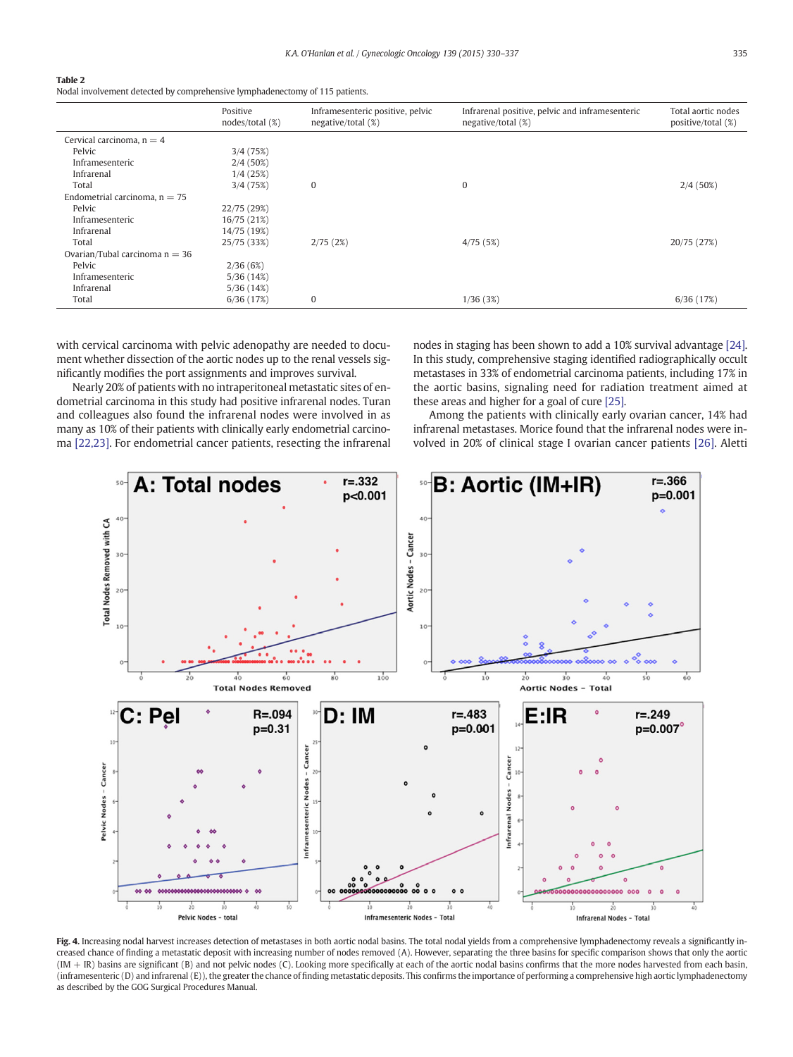**Table 2**

Nodal involvement detected by comprehensive lymphadenectomy of 115 patients.

| | Positive nodes/total (%) | Inframesenteric positive, pelvic negative/total (%) | Infrarenal positive, pelvic and inframesenteric negative/total (%) | Total aortic nodes positive/total (%) |
|---|---|---|---|---|
| Cervical carcinoma, n = 4 | | | | |
| Pelvic | 3/4 (75%) | | | |
| Inframesenteric | 2/4 (50%) | | | |
| Infrarenal | 1/4 (25%) | | | |
| Total | 3/4 (75%) | 0 | 0 | 2/4 (50%) |
| Endometrial carcinoma, n = 75 | | | | |
| Pelvic | 22/75 (29%) | | | |
| Inframesenteric | 16/75 (21%) | | | |
| Infrarenal | 14/75 (19%) | | | |
| Total | 25/75 (33%) | 2/75 (2%) | 4/75 (5%) | 20/75 (27%) |
| Ovarian/Tubal carcinoma n = 36 | | | | |
| Pelvic | 2/36 (6%) | | | |
| Inframesenteric | 5/36 (14%) | | | |
| Infrarenal | 5/36 (14%) | | | |
| Total | 6/36 (17%) | 0 | 1/36 (3%) | 6/36 (17%) |

with cervical carcinoma with pelvic adenopathy are needed to document whether dissection of the aortic nodes up to the renal vessels significantly modifies the port assignments and improves survival.

Nearly 20% of patients with no intraperitoneal metastatic sites of endometrial carcinoma in this study had positive infrarenal nodes. Turan and colleagues also found the infrarenal nodes were involved in as many as 10% of their patients with clinically early endometrial carcinoma [22,23]. For endometrial cancer patients, resecting the infrarenal nodes in staging has been shown to add a 10% survival advantage [24]. In this study, comprehensive staging identified radiographically occult metastases in 33% of endometrial carcinoma patients, including 17% in the aortic basins, signaling need for radiation treatment aimed at these areas and higher for a goal of cure [25].

Among the patients with clinically early ovarian cancer, 14% had infrarenal metastases. Morice found that the infrarenal nodes were involved in 20% of clinical stage I ovarian cancer patients [26]. Aletti

**Fig. 4.** Increasing nodal harvest increases detection of metastases in both aortic nodal basins. The total nodal yields from a comprehensive lymphadenectomy reveals a significantly increased chance of finding a metastatic deposit with increasing number of nodes removed (A). However, separating the three basins for specific comparison shows that only the aortic (IM + IR) basins are significant (B) and not pelvic nodes (C). Looking more specifically at each of the aortic nodal basins confirms that the more nodes harvested from each basin, (inframesenteric (D) and infrarenal (E)), the greater the chance of finding metastatic deposits. This confirms the importance of performing a comprehensive high aortic lymphadenectomy as described by the GOG Surgical Procedures Manual.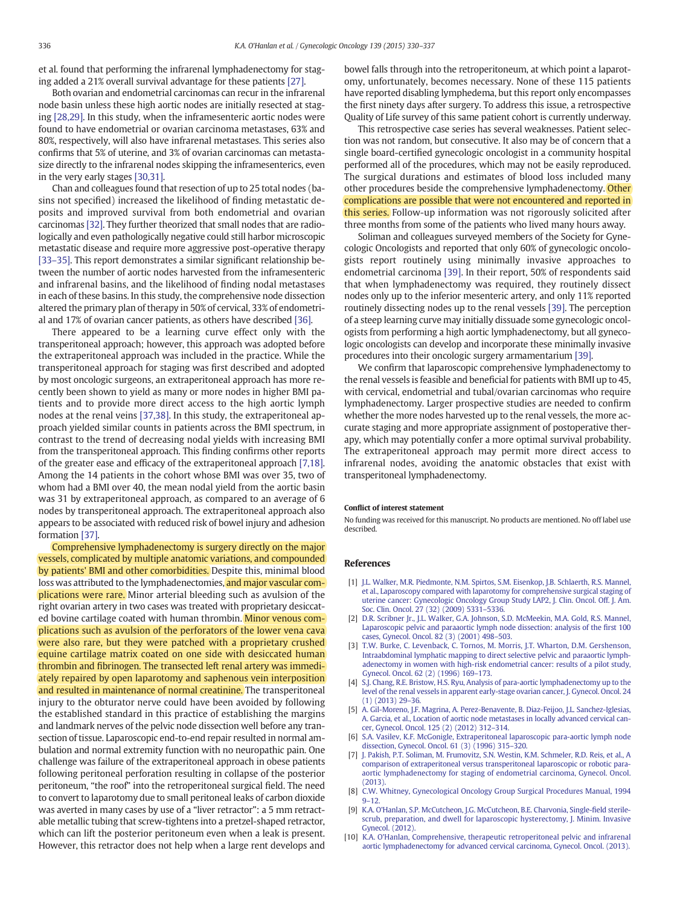et al. found that performing the infrarenal lymphadenectomy for staging added a 21% overall survival advantage for these patients [27].

Both ovarian and endometrial carcinomas can recur in the infrarenal node basin unless these high aortic nodes are initially resected at staging [28,29]. In this study, when the inframesenteric aortic nodes were found to have endometrial or ovarian carcinoma metastases, 63% and 80%, respectively, will also have infrarenal metastases. This series also confirms that 5% of uterine, and 3% of ovarian carcinomas can metastasize directly to the infrarenal nodes skipping the inframesenterics, even in the very early stages [30,31].

Chan and colleagues found that resection of up to 25 total nodes (basins not specified) increased the likelihood of finding metastatic deposits and improved survival from both endometrial and ovarian carcinomas [32]. They further theorized that small nodes that are radiologically and even pathologically negative could still harbor microscopic metastatic disease and require more aggressive post-operative therapy [33–35]. This report demonstrates a similar significant relationship between the number of aortic nodes harvested from the inframesenteric and infrarenal basins, and the likelihood of finding nodal metastases in each of these basins. In this study, the comprehensive node dissection altered the primary plan of therapy in 50% of cervical, 33% of endometrial and 17% of ovarian cancer patients, as others have described [36].

There appeared to be a learning curve effect only with the transperitoneal approach; however, this approach was adopted before the extraperitoneal approach was included in the practice. While the transperitoneal approach for staging was first described and adopted by most oncologic surgeons, an extraperitoneal approach has more recently been shown to yield as many or more nodes in higher BMI patients and to provide more direct access to the high aortic lymph nodes at the renal veins [37,38]. In this study, the extraperitoneal approach yielded similar counts in patients across the BMI spectrum, in contrast to the trend of decreasing nodal yields with increasing BMI from the transperitoneal approach. This finding confirms other reports of the greater ease and efficacy of the extraperitoneal approach [7,18]. Among the 14 patients in the cohort whose BMI was over 35, two of whom had a BMI over 40, the mean nodal yield from the aortic basin was 31 by extraperitoneal approach, as compared to an average of 6 nodes by transperitoneal approach. The extraperitoneal approach also appears to be associated with reduced risk of bowel injury and adhesion formation [37].

Comprehensive lymphadenectomy is surgery directly on the major vessels, complicated by multiple anatomic variations, and compounded by patients' BMI and other comorbidities. Despite this, minimal blood loss was attributed to the lymphadenectomies, and major vascular complications were rare. Minor arterial bleeding such as avulsion of the right ovarian artery in two cases was treated with proprietary desiccated bovine cartilage coated with human thrombin. Minor venous complications such as avulsion of the perforators of the lower vena cava were also rare, but they were patched with a proprietary crushed equine cartilage matrix coated on one side with desiccated human thrombin and fibrinogen. The transected left renal artery was immediately repaired by open laparotomy and saphenous vein interposition and resulted in maintenance of normal creatinine. The transperitoneal injury to the obturator nerve could have been avoided by following the established standard in this practice of establishing the margins and landmark nerves of the pelvic node dissection well before any transection of tissue. Laparoscopic end-to-end repair resulted in normal ambulation and normal extremity function with no neuropathic pain. One challenge was failure of the extraperitoneal approach in obese patients following peritoneal perforation resulting in collapse of the posterior peritoneum, "the roof" into the retroperitoneal surgical field. The need to convert to laparotomy due to small peritoneal leaks of carbon dioxide was averted in many cases by use of a "liver retractor": a 5 mm retractable metallic tubing that screw-tightens into a pretzel-shaped retractor, which can lift the posterior peritoneum even when a leak is present. However, this retractor does not help when a large rent develops and bowel falls through into the retroperitoneum, at which point a laparotomy, unfortunately, becomes necessary. None of these 115 patients have reported disabling lymphedema, but this report only encompasses the first ninety days after surgery. To address this issue, a retrospective Quality of Life survey of this same patient cohort is currently underway.

This retrospective case series has several weaknesses. Patient selection was not random, but consecutive. It also may be of concern that a single board-certified gynecologic oncologist in a community hospital performed all of the procedures, which may not be easily reproduced. The surgical durations and estimates of blood loss included many other procedures beside the comprehensive lymphadenectomy. Other complications are possible that were not encountered and reported in this series. Follow-up information was not rigorously solicited after three months from some of the patients who lived many hours away.

Soliman and colleagues surveyed members of the Society for Gynecologic Oncologists and reported that only 60% of gynecologic oncologists report routinely using minimally invasive approaches to endometrial carcinoma [39]. In their report, 50% of respondents said that when lymphadenectomy was required, they routinely dissect nodes only up to the inferior mesenteric artery, and only 11% reported routinely dissecting nodes up to the renal vessels [39]. The perception of a steep learning curve may initially dissuade some gynecologic oncologists from performing a high aortic lymphadenectomy, but all gynecologic oncologists can develop and incorporate these minimally invasive procedures into their oncologic surgery armamentarium [39].

We confirm that laparoscopic comprehensive lymphadenectomy to the renal vessels is feasible and beneficial for patients with BMI up to 45, with cervical, endometrial and tubal/ovarian carcinomas who require lymphadenectomy. Larger prospective studies are needed to confirm whether the more nodes harvested up to the renal vessels, the more accurate staging and more appropriate assignment of postoperative therapy, which may potentially confer a more optimal survival probability. The extraperitoneal approach may permit more direct access to infrarenal nodes, avoiding the anatomic obstacles that exist with transperitoneal lymphadenectomy.

**Conflict of interest statement**

No funding was received for this manuscript. No products are mentioned. No off label use described.

## References

[1] J.L. Walker, M.R. Piedmonte, N.M. Spirtos, S.M. Eisenkop, J.B. Schlaerth, R.S. Mannel, et al., Laparoscopy compared with laparotomy for comprehensive surgical staging of uterine cancer: Gynecologic Oncology Group Study LAP2, J. Clin. Oncol. Off. J. Am. Soc. Clin. Oncol. 27 (32) (2009) 5331–5336.

[2] D.R. Scribner Jr., J.L. Walker, G.A. Johnson, S.D. McMeekin, M.A. Gold, R.S. Mannel, Laparoscopic pelvic and paraaortic lymph node dissection: analysis of the first 100 cases, Gynecol. Oncol. 82 (3) (2001) 498–503.

[3] T.W. Burke, C. Levenback, C. Tornos, M. Morris, J.T. Wharton, D.M. Gershenson, Intraabdominal lymphatic mapping to direct selective pelvic and paraaortic lymphadenectomy in women with high-risk endometrial cancer: results of a pilot study, Gynecol. Oncol. 62 (2) (1996) 169–173.

[4] S.J. Chang, R.E. Bristow, H.S. Ryu, Analysis of para-aortic lymphadenectomy up to the level of the renal vessels in apparent early-stage ovarian cancer, J. Gynecol. Oncol. 24 (1) (2013) 29–36.

[5] A. Gil-Moreno, J.F. Magrina, A. Perez-Benavente, B. Diaz-Feijoo, J.L. Sanchez-Iglesias, A. Garcia, et al., Location of aortic node metastases in locally advanced cervical cancer, Gynecol. Oncol. 125 (2) (2012) 312–314.

[6] S.A. Vasilev, K.F. McGonigle, Extraperitoneal laparoscopic para-aortic lymph node dissection, Gynecol. Oncol. 61 (3) (1996) 315–320.

[7] J. Pakish, P.T. Soliman, M. Frumovitz, S.N. Westin, K.M. Schmeler, R.D. Reis, et al., A comparison of extraperitoneal versus transperitoneal laparoscopic or robotic para-aortic lymphadenectomy for staging of endometrial carcinoma, Gynecol. Oncol. (2013).

[8] C.W. Whitney, Gynecological Oncology Group Surgical Procedures Manual, 1994 9–12.

[9] K.A. O'Hanlan, S.P. McCutcheon, J.G. McCutcheon, B.E. Charvonia, Single-field sterile-scrub, preparation, and dwell for laparoscopic hysterectomy, J. Minim. Invasive Gynecol. (2012).

[10] K.A. O'Hanlan, Comprehensive, therapeutic retroperitoneal pelvic and infrarenal aortic lymphadenectomy for advanced cervical carcinoma, Gynecol. Oncol. (2013).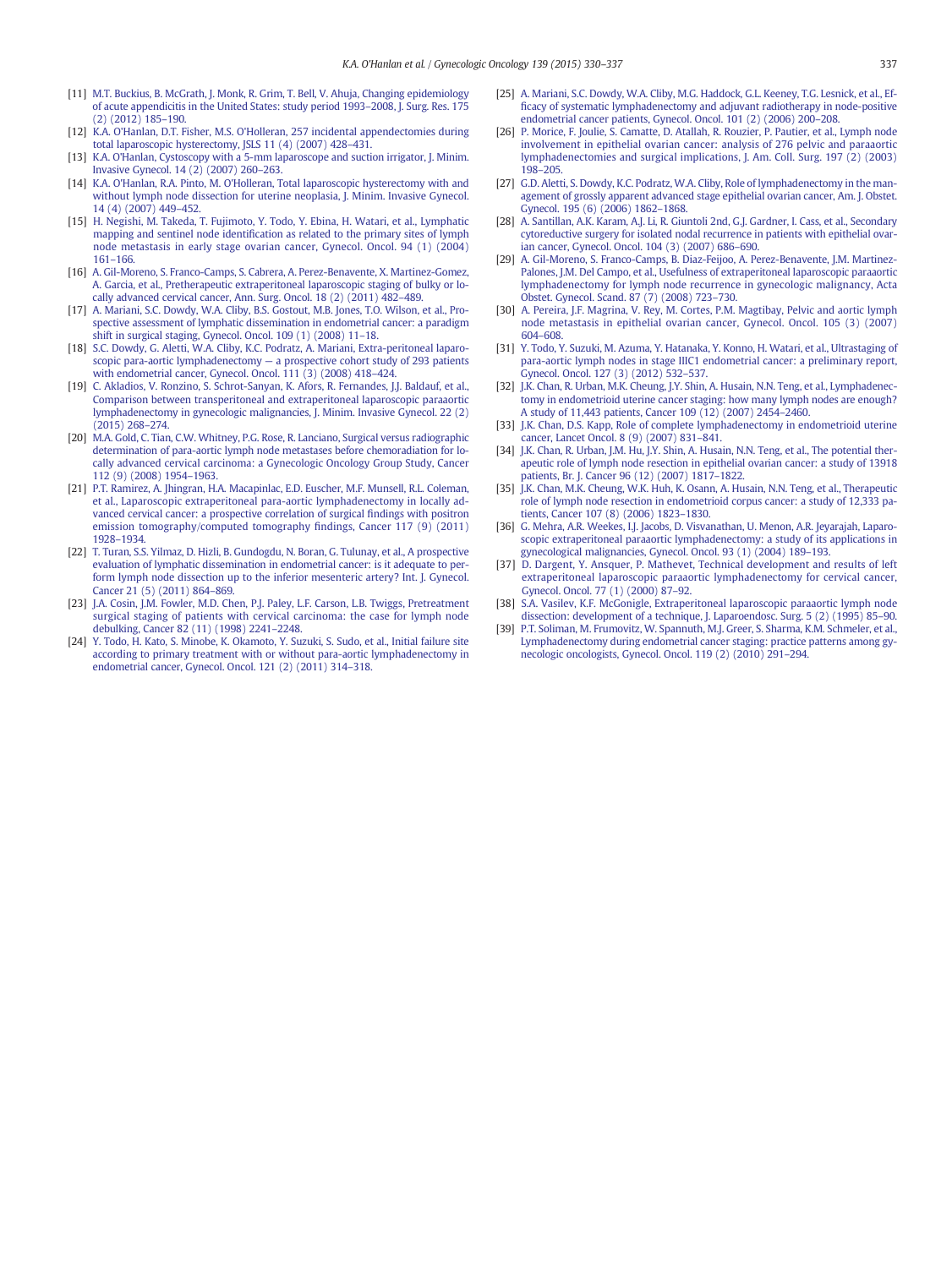[11] M.T. Buckius, B. McGrath, J. Monk, R. Grim, T. Bell, V. Ahuja, Changing epidemiology of acute appendicitis in the United States: study period 1993–2008, J. Surg. Res. 175 (2) (2012) 185–190.

[12] K.A. O'Hanlan, D.T. Fisher, M.S. O'Holleran, 257 incidental appendectomies during total laparoscopic hysterectomy, JSLS 11 (4) (2007) 428–431.

[13] K.A. O'Hanlan, Cystoscopy with a 5-mm laparoscope and suction irrigator, J. Minim. Invasive Gynecol. 14 (2) (2007) 260–263.

[14] K.A. O'Hanlan, R.A. Pinto, M. O'Holleran, Total laparoscopic hysterectomy with and without lymph node dissection for uterine neoplasia, J. Minim. Invasive Gynecol. 14 (4) (2007) 449–452.

[15] H. Negishi, M. Takeda, T. Fujimoto, Y. Todo, Y. Ebina, H. Watari, et al., Lymphatic mapping and sentinel node identification as related to the primary sites of lymph node metastasis in early stage ovarian cancer, Gynecol. Oncol. 94 (1) (2004) 161–166.

[16] A. Gil-Moreno, S. Franco-Camps, S. Cabrera, A. Perez-Benavente, X. Martinez-Gomez, A. Garcia, et al., Pretherapeutic extraperitoneal laparoscopic staging of bulky or locally advanced cervical cancer, Ann. Surg. Oncol. 18 (2) (2011) 482–489.

[17] A. Mariani, S.C. Dowdy, W.A. Cliby, B.S. Gostout, M.B. Jones, T.O. Wilson, et al., Prospective assessment of lymphatic dissemination in endometrial cancer: a paradigm shift in surgical staging, Gynecol. Oncol. 109 (1) (2008) 11–18.

[18] S.C. Dowdy, G. Aletti, W.A. Cliby, K.C. Podratz, A. Mariani, Extra-peritoneal laparoscopic para-aortic lymphadenectomy — a prospective cohort study of 293 patients with endometrial cancer, Gynecol. Oncol. 111 (3) (2008) 418–424.

[19] C. Akladios, V. Ronzino, S. Schrot-Sanyan, K. Afors, R. Fernandes, J.J. Baldauf, et al., Comparison between transperitoneal and extraperitoneal laparoscopic paraaortic lymphadenectomy in gynecologic malignancies, J. Minim. Invasive Gynecol. 22 (2) (2015) 268–274.

[20] M.A. Gold, C. Tian, C.W. Whitney, P.G. Rose, R. Lanciano, Surgical versus radiographic determination of para-aortic lymph node metastases before chemoradiation for locally advanced cervical carcinoma: a Gynecologic Oncology Group Study, Cancer 112 (9) (2008) 1954–1963.

[21] P.T. Ramirez, A. Jhingran, H.A. Macapinlac, E.D. Euscher, M.F. Munsell, R.L. Coleman, et al., Laparoscopic extraperitoneal para-aortic lymphadenectomy in locally advanced cervical cancer: a prospective correlation of surgical findings with positron emission tomography/computed tomography findings, Cancer 117 (9) (2011) 1928–1934.

[22] T. Turan, S.S. Yilmaz, D. Hizli, B. Gundogdu, N. Boran, G. Tulunay, et al., A prospective evaluation of lymphatic dissemination in endometrial cancer: is it adequate to perform lymph node dissection up to the inferior mesenteric artery? Int. J. Gynecol. Cancer 21 (5) (2011) 864–869.

[23] J.A. Cosin, J.M. Fowler, M.D. Chen, P.J. Paley, L.F. Carson, L.B. Twiggs, Pretreatment surgical staging of patients with cervical carcinoma: the case for lymph node debulking, Cancer 82 (11) (1998) 2241–2248.

[24] Y. Todo, H. Kato, S. Minobe, K. Okamoto, Y. Suzuki, S. Sudo, et al., Initial failure site according to primary treatment with or without para-aortic lymphadenectomy in endometrial cancer, Gynecol. Oncol. 121 (2) (2011) 314–318.

[25] A. Mariani, S.C. Dowdy, W.A. Cliby, M.G. Haddock, G.L. Keeney, T.G. Lesnick, et al., Efficacy of systematic lymphadenectomy and adjuvant radiotherapy in node-positive endometrial cancer patients, Gynecol. Oncol. 101 (2) (2006) 200–208.

[26] P. Morice, F. Joulie, S. Camatte, D. Atallah, R. Rouzier, P. Pautier, et al., Lymph node involvement in epithelial ovarian cancer: analysis of 276 pelvic and paraaortic lymphadenectomies and surgical implications, J. Am. Coll. Surg. 197 (2) (2003) 198–205.

[27] G.D. Aletti, S. Dowdy, K.C. Podratz, W.A. Cliby, Role of lymphadenectomy in the management of grossly apparent advanced stage epithelial ovarian cancer, Am. J. Obstet. Gynecol. 195 (6) (2006) 1862–1868.

[28] A. Santillan, A.K. Karam, A.J. Li, R. Giuntoli 2nd, G.J. Gardner, I. Cass, et al., Secondary cytoreductive surgery for isolated nodal recurrence in patients with epithelial ovarian cancer, Gynecol. Oncol. 104 (3) (2007) 686–690.

[29] A. Gil-Moreno, S. Franco-Camps, B. Diaz-Feijoo, A. Perez-Benavente, J.M. Martinez-Palones, J.M. Del Campo, et al., Usefulness of extraperitoneal laparoscopic paraaortic lymphadenectomy for lymph node recurrence in gynecologic malignancy, Acta Obstet. Gynecol. Scand. 87 (7) (2008) 723–730.

[30] A. Pereira, J.F. Magrina, V. Rey, M. Cortes, P.M. Magtibay, Pelvic and aortic lymph node metastasis in epithelial ovarian cancer, Gynecol. Oncol. 105 (3) (2007) 604–608.

[31] Y. Todo, Y. Suzuki, M. Azuma, Y. Hatanaka, Y. Konno, H. Watari, et al., Ultrastaging of para-aortic lymph nodes in stage IIIC1 endometrial cancer: a preliminary report, Gynecol. Oncol. 127 (3) (2012) 532–537.

[32] J.K. Chan, R. Urban, M.K. Cheung, J.Y. Shin, A. Husain, N.N. Teng, et al., Lymphadenectomy in endometrioid uterine cancer staging: how many lymph nodes are enough? A study of 11,443 patients, Cancer 109 (12) (2007) 2454–2460.

[33] J.K. Chan, D.S. Kapp, Role of complete lymphadenectomy in endometrioid uterine cancer, Lancet Oncol. 8 (9) (2007) 831–841.

[34] J.K. Chan, R. Urban, J.M. Hu, J.Y. Shin, A. Husain, N.N. Teng, et al., The potential therapeutic role of lymph node resection in epithelial ovarian cancer: a study of 13918 patients, Br. J. Cancer 96 (12) (2007) 1817–1822.

[35] J.K. Chan, M.K. Cheung, W.K. Huh, K. Osann, A. Husain, N.N. Teng, et al., Therapeutic role of lymph node resection in endometrioid corpus cancer: a study of 12,333 patients, Cancer 107 (8) (2006) 1823–1830.

[36] G. Mehra, A.R. Weekes, I.J. Jacobs, D. Visvanathan, U. Menon, A.R. Jeyarajah, Laparoscopic extraperitoneal paraaortic lymphadenectomy: a study of its applications in gynecological malignancies, Gynecol. Oncol. 93 (1) (2004) 189–193.

[37] D. Dargent, Y. Ansquer, P. Mathevet, Technical development and results of left extraperitoneal laparoscopic paraaortic lymphadenectomy for cervical cancer, Gynecol. Oncol. 77 (1) (2000) 87–92.

[38] S.A. Vasilev, K.F. McGonigle, Extraperitoneal laparoscopic paraaortic lymph node dissection: development of a technique, J. Laparoendosc. Surg. 5 (2) (1995) 85–90.

[39] P.T. Soliman, M. Frumovitz, W. Spannuth, M.J. Greer, S. Sharma, K.M. Schmeler, et al., Lymphadenectomy during endometrial cancer staging: practice patterns among gynecologic oncologists, Gynecol. Oncol. 119 (2) (2010) 291–294.